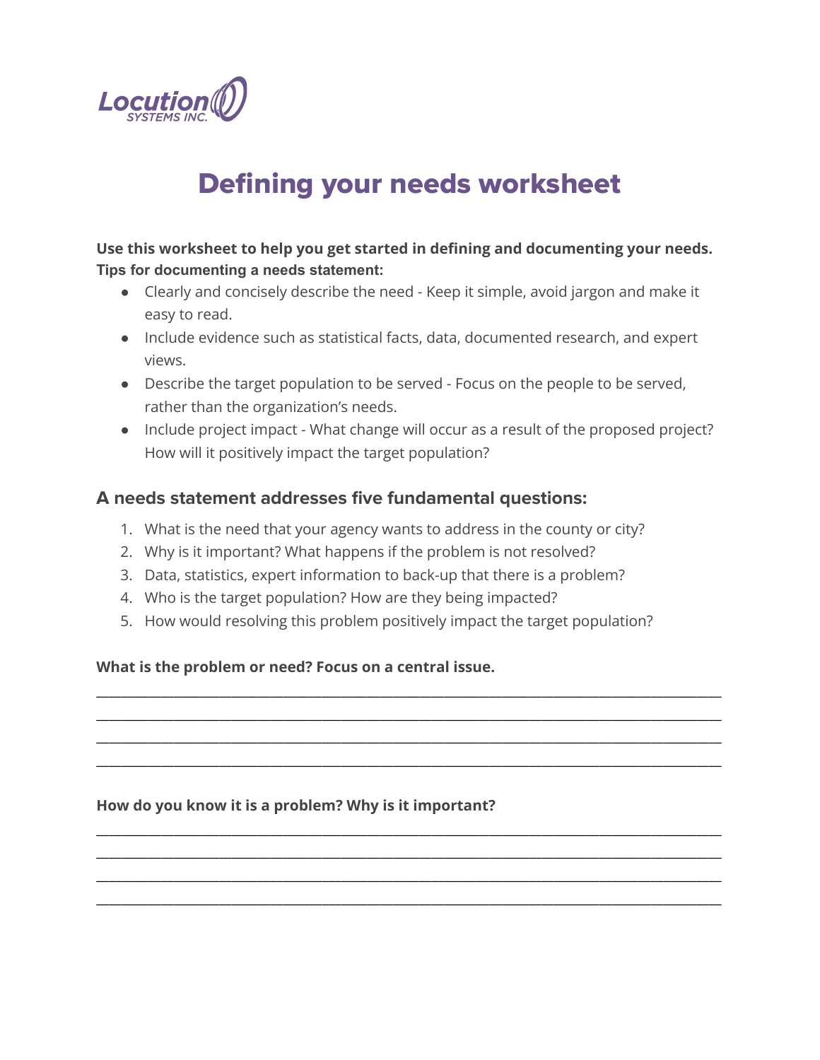Locution SYSTEMS INC.

# Defining your needs worksheet

**Use this worksheet to help you get started in defining and documenting your needs.**
**Tips for documenting a needs statement:**

- Clearly and concisely describe the need - Keep it simple, avoid jargon and make it easy to read.
- Include evidence such as statistical facts, data, documented research, and expert views.
- Describe the target population to be served - Focus on the people to be served, rather than the organization's needs.
- Include project impact - What change will occur as a result of the proposed project? How will it positively impact the target population?

## A needs statement addresses five fundamental questions:

1. What is the need that your agency wants to address in the county or city?
2. Why is it important? What happens if the problem is not resolved?
3. Data, statistics, expert information to back-up that there is a problem?
4. Who is the target population? How are they being impacted?
5. How would resolving this problem positively impact the target population?

**What is the problem or need? Focus on a central issue.**

\_\_\_\_\_\_\_\_\_\_\_\_\_\_\_\_\_\_\_\_\_\_\_\_\_\_\_\_\_\_\_\_\_\_\_\_\_\_\_\_\_\_\_\_\_\_\_\_\_\_\_\_\_\_\_\_\_\_\_\_\_\_\_\_\_\_\_\_\_\_\_\_\_\_\_\_\_\_

\_\_\_\_\_\_\_\_\_\_\_\_\_\_\_\_\_\_\_\_\_\_\_\_\_\_\_\_\_\_\_\_\_\_\_\_\_\_\_\_\_\_\_\_\_\_\_\_\_\_\_\_\_\_\_\_\_\_\_\_\_\_\_\_\_\_\_\_\_\_\_\_\_\_\_\_\_\_

\_\_\_\_\_\_\_\_\_\_\_\_\_\_\_\_\_\_\_\_\_\_\_\_\_\_\_\_\_\_\_\_\_\_\_\_\_\_\_\_\_\_\_\_\_\_\_\_\_\_\_\_\_\_\_\_\_\_\_\_\_\_\_\_\_\_\_\_\_\_\_\_\_\_\_\_\_\_

\_\_\_\_\_\_\_\_\_\_\_\_\_\_\_\_\_\_\_\_\_\_\_\_\_\_\_\_\_\_\_\_\_\_\_\_\_\_\_\_\_\_\_\_\_\_\_\_\_\_\_\_\_\_\_\_\_\_\_\_\_\_\_\_\_\_\_\_\_\_\_\_\_\_\_\_\_\_

**How do you know it is a problem? Why is it important?**

\_\_\_\_\_\_\_\_\_\_\_\_\_\_\_\_\_\_\_\_\_\_\_\_\_\_\_\_\_\_\_\_\_\_\_\_\_\_\_\_\_\_\_\_\_\_\_\_\_\_\_\_\_\_\_\_\_\_\_\_\_\_\_\_\_\_\_\_\_\_\_\_\_\_\_\_\_\_

\_\_\_\_\_\_\_\_\_\_\_\_\_\_\_\_\_\_\_\_\_\_\_\_\_\_\_\_\_\_\_\_\_\_\_\_\_\_\_\_\_\_\_\_\_\_\_\_\_\_\_\_\_\_\_\_\_\_\_\_\_\_\_\_\_\_\_\_\_\_\_\_\_\_\_\_\_\_

\_\_\_\_\_\_\_\_\_\_\_\_\_\_\_\_\_\_\_\_\_\_\_\_\_\_\_\_\_\_\_\_\_\_\_\_\_\_\_\_\_\_\_\_\_\_\_\_\_\_\_\_\_\_\_\_\_\_\_\_\_\_\_\_\_\_\_\_\_\_\_\_\_\_\_\_\_\_

\_\_\_\_\_\_\_\_\_\_\_\_\_\_\_\_\_\_\_\_\_\_\_\_\_\_\_\_\_\_\_\_\_\_\_\_\_\_\_\_\_\_\_\_\_\_\_\_\_\_\_\_\_\_\_\_\_\_\_\_\_\_\_\_\_\_\_\_\_\_\_\_\_\_\_\_\_\_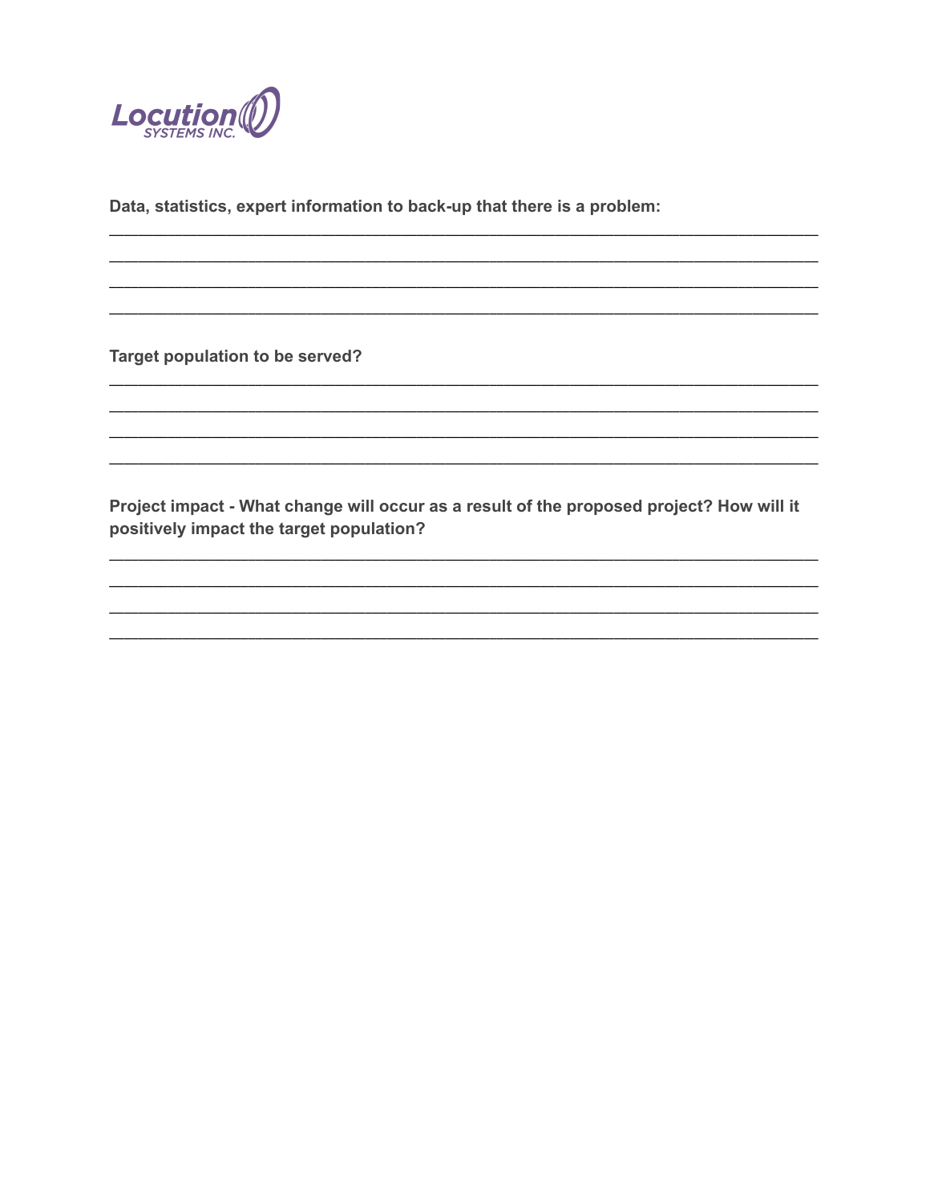**Data, statistics, expert information to back-up that there is a problem:**

\_\_\_\_\_\_\_\_\_\_\_\_\_\_\_\_\_\_\_\_\_\_\_\_\_\_\_\_\_\_\_\_\_\_\_\_\_\_\_\_\_\_\_\_\_\_\_\_\_\_\_\_\_\_\_\_\_\_\_\_\_\_\_\_\_\_\_\_\_\_\_\_\_\_\_\_

\_\_\_\_\_\_\_\_\_\_\_\_\_\_\_\_\_\_\_\_\_\_\_\_\_\_\_\_\_\_\_\_\_\_\_\_\_\_\_\_\_\_\_\_\_\_\_\_\_\_\_\_\_\_\_\_\_\_\_\_\_\_\_\_\_\_\_\_\_\_\_\_\_\_\_\_

\_\_\_\_\_\_\_\_\_\_\_\_\_\_\_\_\_\_\_\_\_\_\_\_\_\_\_\_\_\_\_\_\_\_\_\_\_\_\_\_\_\_\_\_\_\_\_\_\_\_\_\_\_\_\_\_\_\_\_\_\_\_\_\_\_\_\_\_\_\_\_\_\_\_\_\_

\_\_\_\_\_\_\_\_\_\_\_\_\_\_\_\_\_\_\_\_\_\_\_\_\_\_\_\_\_\_\_\_\_\_\_\_\_\_\_\_\_\_\_\_\_\_\_\_\_\_\_\_\_\_\_\_\_\_\_\_\_\_\_\_\_\_\_\_\_\_\_\_\_\_\_\_

**Target population to be served?**

\_\_\_\_\_\_\_\_\_\_\_\_\_\_\_\_\_\_\_\_\_\_\_\_\_\_\_\_\_\_\_\_\_\_\_\_\_\_\_\_\_\_\_\_\_\_\_\_\_\_\_\_\_\_\_\_\_\_\_\_\_\_\_\_\_\_\_\_\_\_\_\_\_\_\_\_

\_\_\_\_\_\_\_\_\_\_\_\_\_\_\_\_\_\_\_\_\_\_\_\_\_\_\_\_\_\_\_\_\_\_\_\_\_\_\_\_\_\_\_\_\_\_\_\_\_\_\_\_\_\_\_\_\_\_\_\_\_\_\_\_\_\_\_\_\_\_\_\_\_\_\_\_

\_\_\_\_\_\_\_\_\_\_\_\_\_\_\_\_\_\_\_\_\_\_\_\_\_\_\_\_\_\_\_\_\_\_\_\_\_\_\_\_\_\_\_\_\_\_\_\_\_\_\_\_\_\_\_\_\_\_\_\_\_\_\_\_\_\_\_\_\_\_\_\_\_\_\_\_

\_\_\_\_\_\_\_\_\_\_\_\_\_\_\_\_\_\_\_\_\_\_\_\_\_\_\_\_\_\_\_\_\_\_\_\_\_\_\_\_\_\_\_\_\_\_\_\_\_\_\_\_\_\_\_\_\_\_\_\_\_\_\_\_\_\_\_\_\_\_\_\_\_\_\_\_

**Project impact - What change will occur as a result of the proposed project? How will it positively impact the target population?**

\_\_\_\_\_\_\_\_\_\_\_\_\_\_\_\_\_\_\_\_\_\_\_\_\_\_\_\_\_\_\_\_\_\_\_\_\_\_\_\_\_\_\_\_\_\_\_\_\_\_\_\_\_\_\_\_\_\_\_\_\_\_\_\_\_\_\_\_\_\_\_\_\_\_\_\_

\_\_\_\_\_\_\_\_\_\_\_\_\_\_\_\_\_\_\_\_\_\_\_\_\_\_\_\_\_\_\_\_\_\_\_\_\_\_\_\_\_\_\_\_\_\_\_\_\_\_\_\_\_\_\_\_\_\_\_\_\_\_\_\_\_\_\_\_\_\_\_\_\_\_\_\_

\_\_\_\_\_\_\_\_\_\_\_\_\_\_\_\_\_\_\_\_\_\_\_\_\_\_\_\_\_\_\_\_\_\_\_\_\_\_\_\_\_\_\_\_\_\_\_\_\_\_\_\_\_\_\_\_\_\_\_\_\_\_\_\_\_\_\_\_\_\_\_\_\_\_\_\_

\_\_\_\_\_\_\_\_\_\_\_\_\_\_\_\_\_\_\_\_\_\_\_\_\_\_\_\_\_\_\_\_\_\_\_\_\_\_\_\_\_\_\_\_\_\_\_\_\_\_\_\_\_\_\_\_\_\_\_\_\_\_\_\_\_\_\_\_\_\_\_\_\_\_\_\_